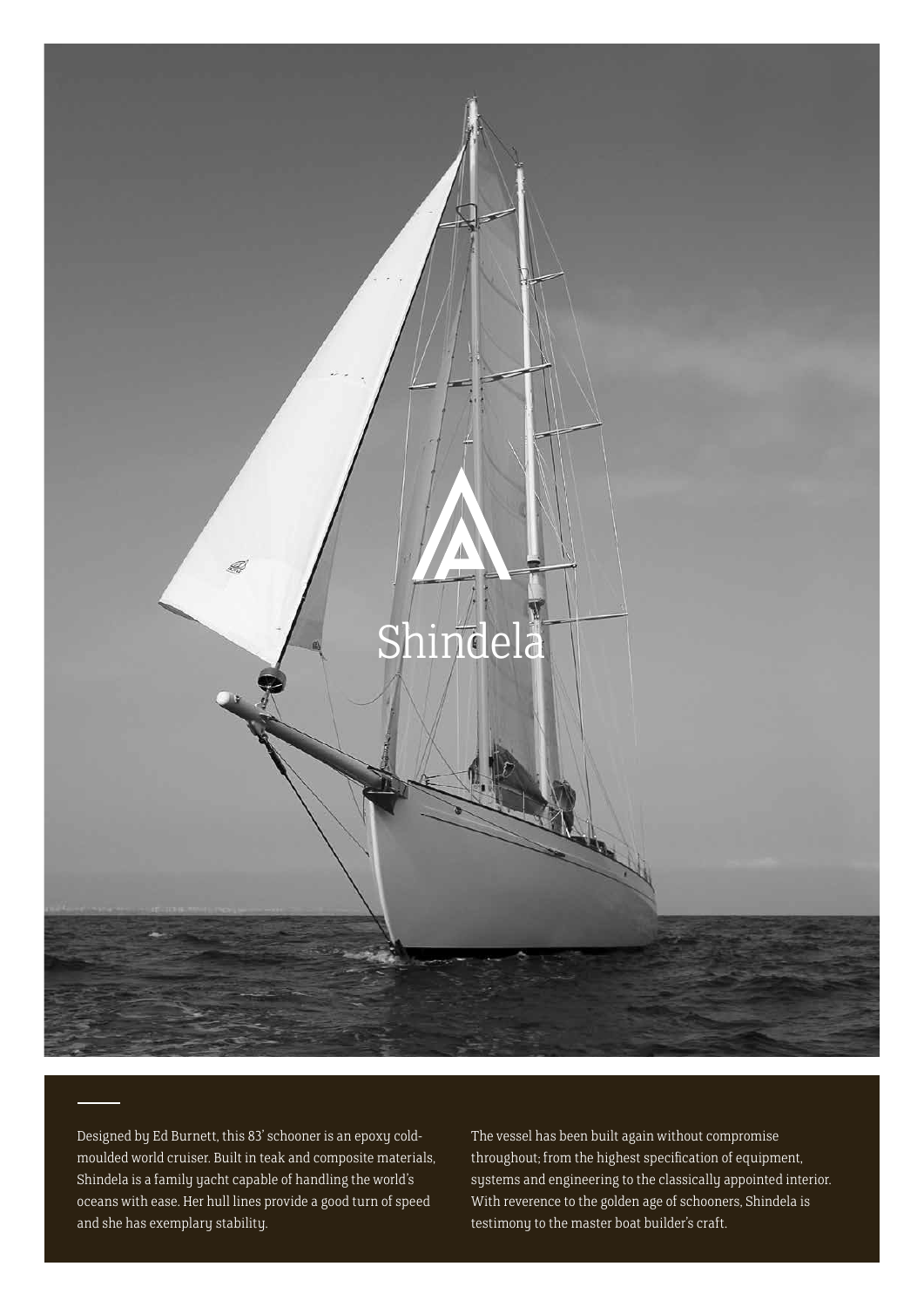# Shindela

Designed by Ed Burnett, this 83' schooner is an epoxy cold-moulded world cruiser. Built in teak and composite materials, Shindela is a family yacht capable of handling the world's oceans with ease. Her hull lines provide a good turn of speed and she has exemplary stability.

The vessel has been built again without compromise throughout; from the highest specification of equipment, systems and engineering to the classically appointed interior. With reverence to the golden age of schooners, Shindela is testimony to the master boat builder's craft.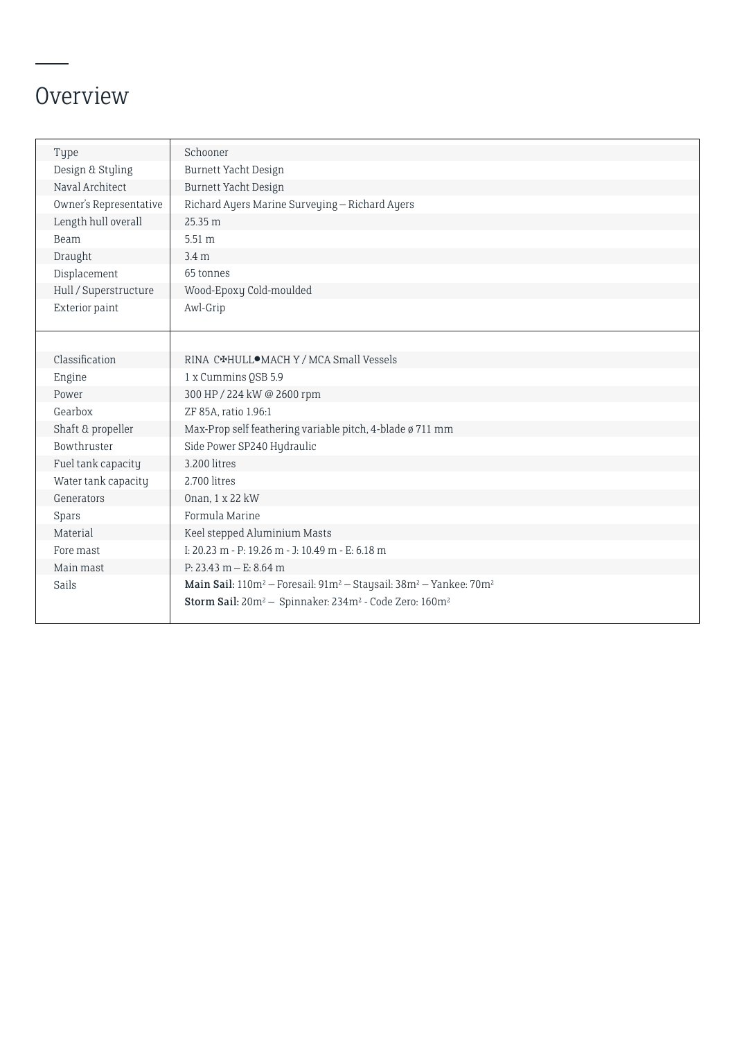# Overview

| | |
|---|---|
| Type | Schooner |
| Design & Styling | Burnett Yacht Design |
| Naval Architect | Burnett Yacht Design |
| Owner's Representative | Richard Ayers Marine Surveying – Richard Ayers |
| Length hull overall | 25.35 m |
| Beam | 5.51 m |
| Draught | 3.4 m |
| Displacement | 65 tonnes |
| Hull / Superstructure | Wood-Epoxy Cold-moulded |
| Exterior paint | Awl-Grip |
| | |
| Classification | RINA C✠HULL●MACH Y / MCA Small Vessels |
| Engine | 1 x Cummins QSB 5.9 |
| Power | 300 HP / 224 kW @ 2600 rpm |
| Gearbox | ZF 85A, ratio 1.96:1 |
| Shaft & propeller | Max-Prop self feathering variable pitch, 4-blade ø 711 mm |
| Bowthruster | Side Power SP240 Hydraulic |
| Fuel tank capacity | 3.200 litres |
| Water tank capacity | 2.700 litres |
| Generators | Onan, 1 x 22 kW |
| Spars | Formula Marine |
| Material | Keel stepped Aluminium Masts |
| Fore mast | I: 20.23 m - P: 19.26 m - J: 10.49 m - E: 6.18 m |
| Main mast | P: 23.43 m – E: 8.64 m |
| Sails | **Main Sail:** 110m² – Foresail: 91m² – Staysail: 38m² – Yankee: 70m² **Storm Sail:** 20m² – Spinnaker: 234m² - Code Zero: 160m² |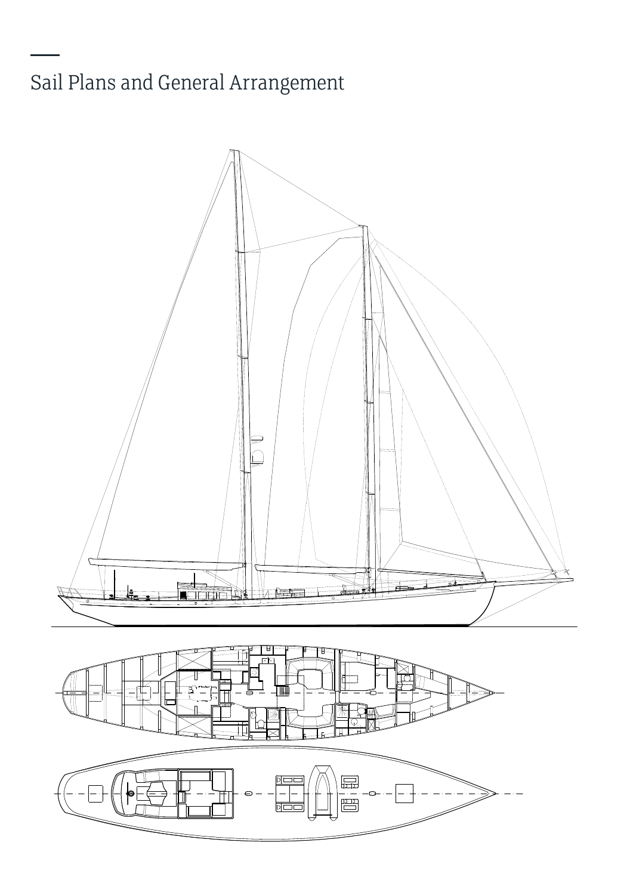## Sail Plans and General Arrangement